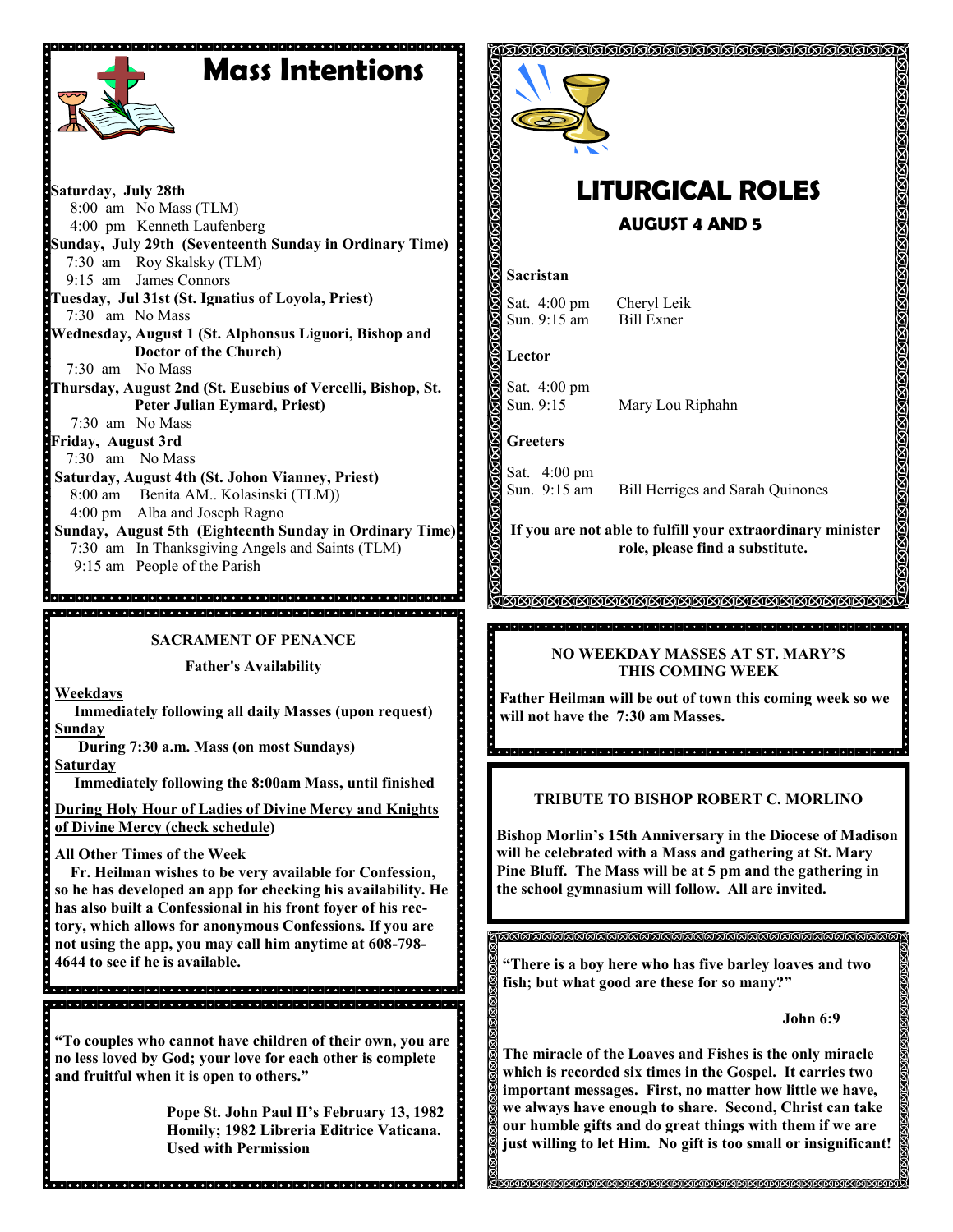# Mass Intentions

**Saturday, July 28th**
8:00 am No Mass (TLM)
4:00 pm Kenneth Laufenberg

**Sunday, July 29th (Seventeenth Sunday in Ordinary Time)**
7:30 am Roy Skalsky (TLM)
9:15 am James Connors

**Tuesday, Jul 31st (St. Ignatius of Loyola, Priest)**
7:30 am No Mass

**Wednesday, August 1 (St. Alphonsus Liguori, Bishop and Doctor of the Church)**
7:30 am No Mass

**Thursday, August 2nd (St. Eusebius of Vercelli, Bishop, St. Peter Julian Eymard, Priest)**
7:30 am No Mass

**Friday, August 3rd**
7:30 am No Mass

**Saturday, August 4th (St. Johon Vianney, Priest)**
8:00 am Benita AM.. Kolasinski (TLM))
4:00 pm Alba and Joseph Ragno

**Sunday, August 5th (Eighteenth Sunday in Ordinary Time)**
7:30 am In Thanksgiving Angels and Saints (TLM)
9:15 am People of the Parish

**SACRAMENT OF PENANCE**

**Father's Availability**

**Weekdays**
**Immediately following all daily Masses (upon request)**

**Sunday**
**During 7:30 a.m. Mass (on most Sundays)**

**Saturday**
**Immediately following the 8:00am Mass, until finished**

**During Holy Hour of Ladies of Divine Mercy and Knights of Divine Mercy (check schedule)**

**All Other Times of the Week**
**Fr. Heilman wishes to be very available for Confession, so he has developed an app for checking his availability. He has also built a Confessional in his front foyer of his rectory, which allows for anonymous Confessions. If you are not using the app, you may call him anytime at 608-798-4644 to see if he is available.**

**"To couples who cannot have children of their own, you are no less loved by God; your love for each other is complete and fruitful when it is open to others."**

**Pope St. John Paul II's February 13, 1982 Homily; 1982 Libreria Editrice Vaticana. Used with Permission**

# LITURGICAL ROLES

## AUGUST 4 AND 5

**Sacristan**

Sat. 4:00 pm Cheryl Leik
Sun. 9:15 am Bill Exner

**Lector**

Sat. 4:00 pm
Sun. 9:15 Mary Lou Riphahn

**Greeters**

Sat. 4:00 pm
Sun. 9:15 am Bill Herriges and Sarah Quinones

**If you are not able to fulfill your extraordinary minister role, please find a substitute.**

**NO WEEKDAY MASSES AT ST. MARY'S THIS COMING WEEK**

**Father Heilman will be out of town this coming week so we will not have the 7:30 am Masses.**

**TRIBUTE TO BISHOP ROBERT C. MORLINO**

**Bishop Morlin's 15th Anniversary in the Diocese of Madison will be celebrated with a Mass and gathering at St. Mary Pine Bluff. The Mass will be at 5 pm and the gathering in the school gymnasium will follow. All are invited.**

**"There is a boy here who has five barley loaves and two fish; but what good are these for so many?"**

**John 6:9**

**The miracle of the Loaves and Fishes is the only miracle which is recorded six times in the Gospel. It carries two important messages. First, no matter how little we have, we always have enough to share. Second, Christ can take our humble gifts and do great things with them if we are just willing to let Him. No gift is too small or insignificant!**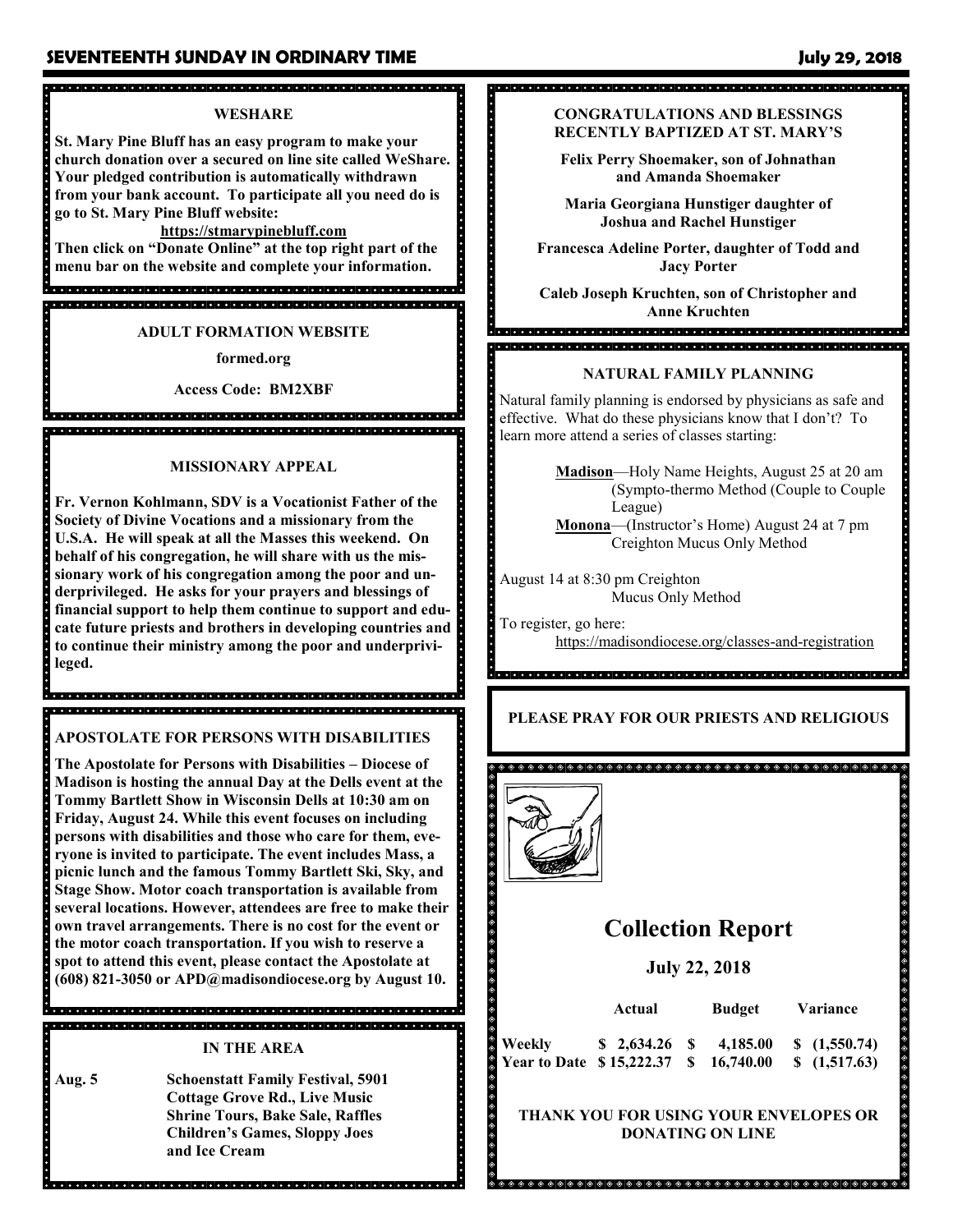## WESHARE

**St. Mary Pine Bluff has an easy program to make your church donation over a secured on line site called WeShare. Your pledged contribution is automatically withdrawn from your bank account. To participate all you need do is go to St. Mary Pine Bluff website:**

**https://stmarypinebluff.com**

**Then click on "Donate Online" at the top right part of the menu bar on the website and complete your information.**

## ADULT FORMATION WEBSITE

**formed.org**

**Access Code: BM2XBF**

## MISSIONARY APPEAL

**Fr. Vernon Kohlmann, SDV is a Vocationist Father of the Society of Divine Vocations and a missionary from the U.S.A. He will speak at all the Masses this weekend. On behalf of his congregation, he will share with us the missionary work of his congregation among the poor and underprivileged. He asks for your prayers and blessings of financial support to help them continue to support and educate future priests and brothers in developing countries and to continue their ministry among the poor and underprivileged.**

## APOSTOLATE FOR PERSONS WITH DISABILITIES

**The Apostolate for Persons with Disabilities – Diocese of Madison is hosting the annual Day at the Dells event at the Tommy Bartlett Show in Wisconsin Dells at 10:30 am on Friday, August 24. While this event focuses on including persons with disabilities and those who care for them, everyone is invited to participate. The event includes Mass, a picnic lunch and the famous Tommy Bartlett Ski, Sky, and Stage Show. Motor coach transportation is available from several locations. However, attendees are free to make their own travel arrangements. There is no cost for the event or the motor coach transportation. If you wish to reserve a spot to attend this event, please contact the Apostolate at (608) 821-3050 or APD@madisondiocese.org by August 10.**

## IN THE AREA

**Aug. 5** — **Schoenstatt Family Festival, 5901 Cottage Grove Rd., Live Music Shrine Tours, Bake Sale, Raffles Children's Games, Sloppy Joes and Ice Cream**

## CONGRATULATIONS AND BLESSINGS RECENTLY BAPTIZED AT ST. MARY'S

**Felix Perry Shoemaker, son of Johnathan and Amanda Shoemaker**

**Maria Georgiana Hunstiger daughter of Joshua and Rachel Hunstiger**

**Francesca Adeline Porter, daughter of Todd and Jacy Porter**

**Caleb Joseph Kruchten, son of Christopher and Anne Kruchten**

## NATURAL FAMILY PLANNING

Natural family planning is endorsed by physicians as safe and effective. What do these physicians know that I don't? To learn more attend a series of classes starting:

**Madison**—Holy Name Heights, August 25 at 20 am (Sympto-thermo Method (Couple to Couple League)

**Monona**—(Instructor's Home) August 24 at 7 pm Creighton Mucus Only Method

August 14 at 8:30 pm Creighton Mucus Only Method

To register, go here:
https://madisondiocese.org/classes-and-registration

## PLEASE PRAY FOR OUR PRIESTS AND RELIGIOUS

# Collection Report

### July 22, 2018

| | Actual | Budget | Variance |
|---|---|---|---|
| **Weekly** | **$ 2,634.26** | **$ 4,185.00** | **$ (1,550.74)** |
| **Year to Date** | **$ 15,222.37** | **$ 16,740.00** | **$ (1,517.63)** |

**THANK YOU FOR USING YOUR ENVELOPES OR DONATING ON LINE**